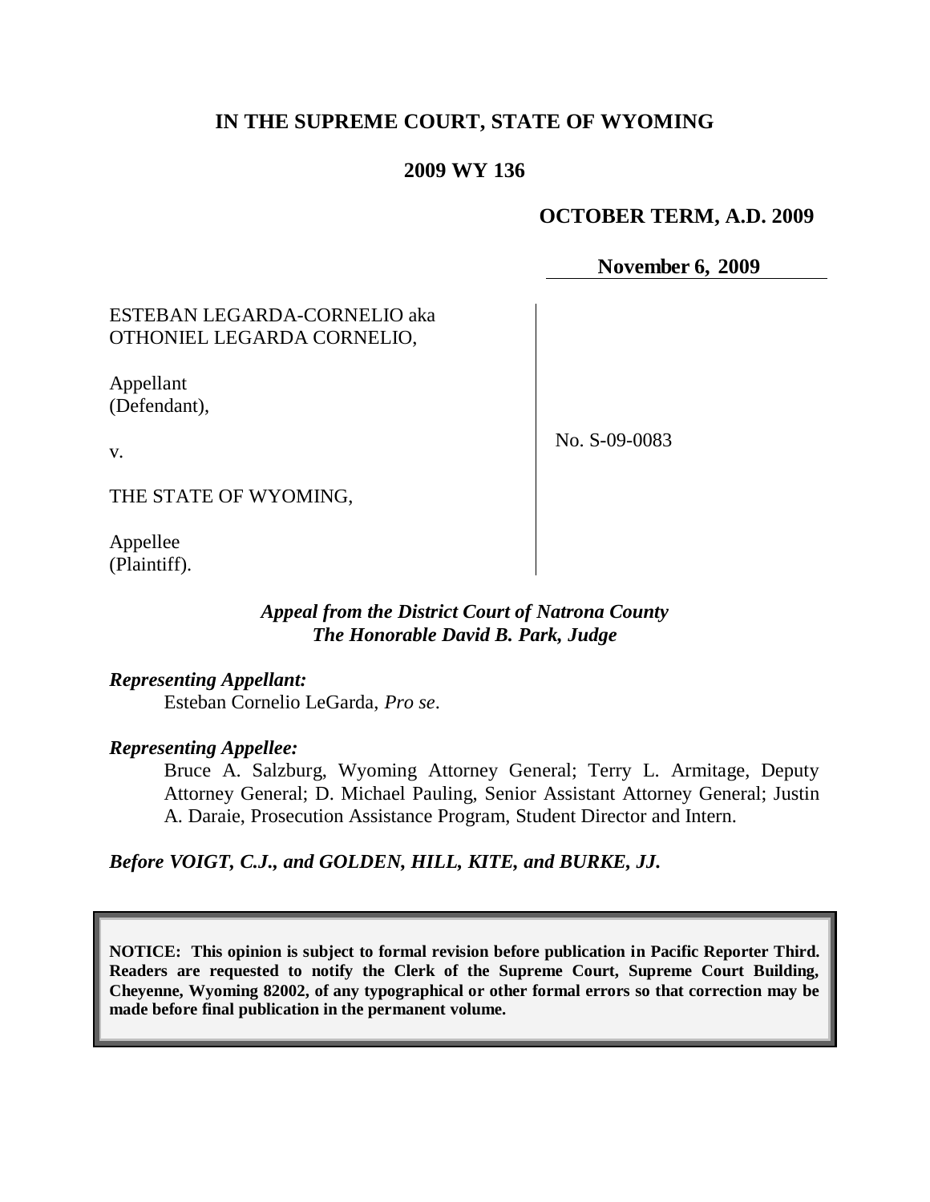# IN THE SUPREME COURT, STATE OF WYOMING

## 2009 WY 136

**OCTOBER TERM, A.D. 2009**

**November 6, 2009**

| | |
|---|---|
| ESTEBAN LEGARDA-CORNELIO aka OTHONIEL LEGARDA CORNELIO,<br><br>Appellant (Defendant),<br><br>v.<br><br>THE STATE OF WYOMING,<br><br>Appellee (Plaintiff). | No. S-09-0083 |

***Appeal from the District Court of Natrona County***
***The Honorable David B. Park, Judge***

***Representing Appellant:***

Esteban Cornelio LeGarda, *Pro se*.

***Representing Appellee:***

Bruce A. Salzburg, Wyoming Attorney General; Terry L. Armitage, Deputy Attorney General; D. Michael Pauling, Senior Assistant Attorney General; Justin A. Daraie, Prosecution Assistance Program, Student Director and Intern.

***Before VOIGT, C.J., and GOLDEN, HILL, KITE, and BURKE, JJ.***

**NOTICE: This opinion is subject to formal revision before publication in Pacific Reporter Third. Readers are requested to notify the Clerk of the Supreme Court, Supreme Court Building, Cheyenne, Wyoming 82002, of any typographical or other formal errors so that correction may be made before final publication in the permanent volume.**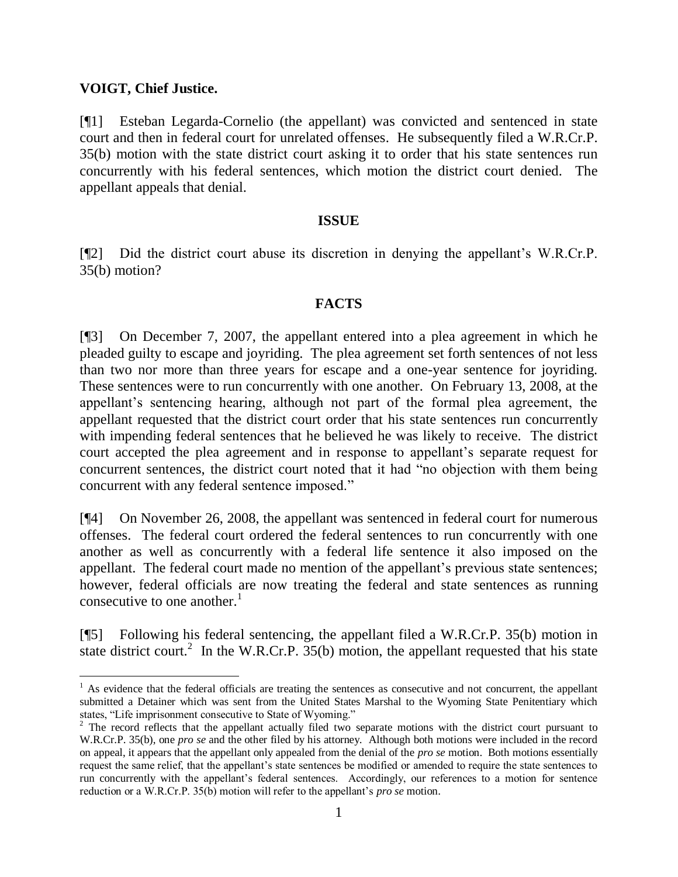**VOIGT, Chief Justice.**

[¶1] Esteban Legarda-Cornelio (the appellant) was convicted and sentenced in state court and then in federal court for unrelated offenses. He subsequently filed a W.R.Cr.P. 35(b) motion with the state district court asking it to order that his state sentences run concurrently with his federal sentences, which motion the district court denied. The appellant appeals that denial.

## ISSUE

[¶2] Did the district court abuse its discretion in denying the appellant's W.R.Cr.P. 35(b) motion?

## FACTS

[¶3] On December 7, 2007, the appellant entered into a plea agreement in which he pleaded guilty to escape and joyriding. The plea agreement set forth sentences of not less than two nor more than three years for escape and a one-year sentence for joyriding. These sentences were to run concurrently with one another. On February 13, 2008, at the appellant's sentencing hearing, although not part of the formal plea agreement, the appellant requested that the district court order that his state sentences run concurrently with impending federal sentences that he believed he was likely to receive. The district court accepted the plea agreement and in response to appellant's separate request for concurrent sentences, the district court noted that it had "no objection with them being concurrent with any federal sentence imposed."

[¶4] On November 26, 2008, the appellant was sentenced in federal court for numerous offenses. The federal court ordered the federal sentences to run concurrently with one another as well as concurrently with a federal life sentence it also imposed on the appellant. The federal court made no mention of the appellant's previous state sentences; however, federal officials are now treating the federal and state sentences as running consecutive to one another.[1]

[¶5] Following his federal sentencing, the appellant filed a W.R.Cr.P. 35(b) motion in state district court.[2] In the W.R.Cr.P. 35(b) motion, the appellant requested that his state

---

[1] As evidence that the federal officials are treating the sentences as consecutive and not concurrent, the appellant submitted a Detainer which was sent from the United States Marshal to the Wyoming State Penitentiary which states, "Life imprisonment consecutive to State of Wyoming."

[2] The record reflects that the appellant actually filed two separate motions with the district court pursuant to W.R.Cr.P. 35(b), one *pro se* and the other filed by his attorney. Although both motions were included in the record on appeal, it appears that the appellant only appealed from the denial of the *pro se* motion. Both motions essentially request the same relief, that the appellant's state sentences be modified or amended to require the state sentences to run concurrently with the appellant's federal sentences. Accordingly, our references to a motion for sentence reduction or a W.R.Cr.P. 35(b) motion will refer to the appellant's *pro se* motion.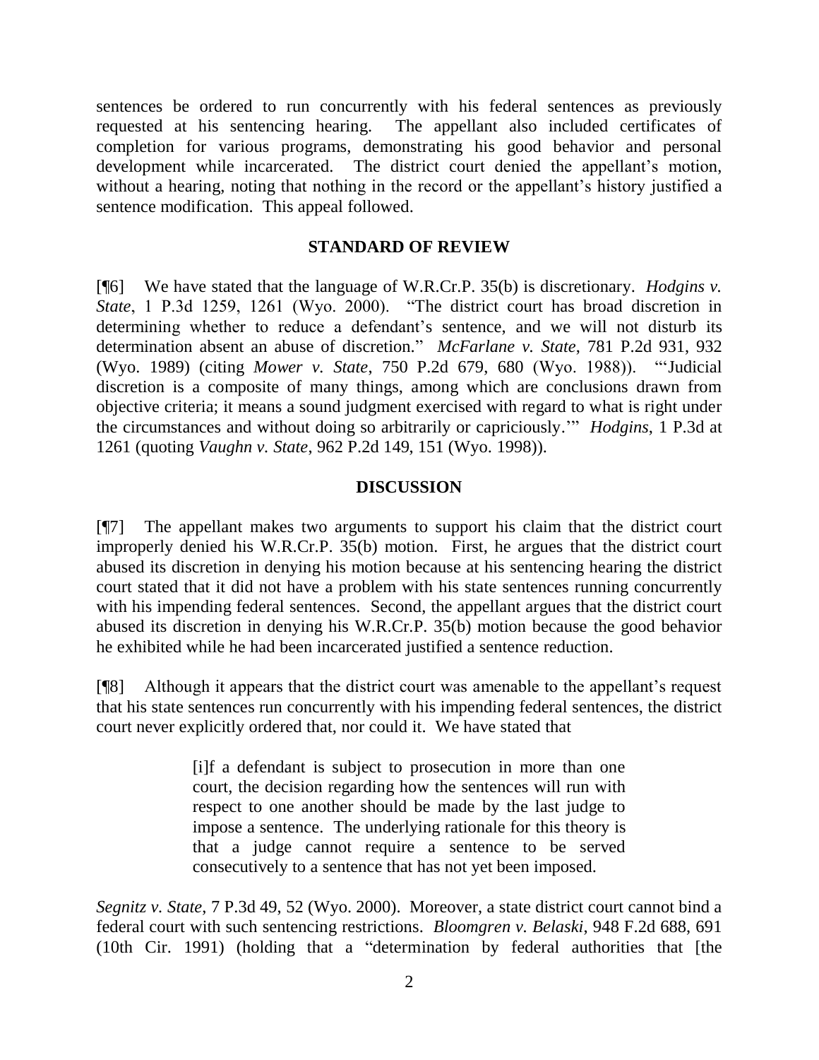sentences be ordered to run concurrently with his federal sentences as previously requested at his sentencing hearing. The appellant also included certificates of completion for various programs, demonstrating his good behavior and personal development while incarcerated. The district court denied the appellant's motion, without a hearing, noting that nothing in the record or the appellant's history justified a sentence modification. This appeal followed.

## STANDARD OF REVIEW

[¶6] We have stated that the language of W.R.Cr.P. 35(b) is discretionary. *Hodgins v. State*, 1 P.3d 1259, 1261 (Wyo. 2000). "The district court has broad discretion in determining whether to reduce a defendant's sentence, and we will not disturb its determination absent an abuse of discretion." *McFarlane v. State*, 781 P.2d 931, 932 (Wyo. 1989) (citing *Mower v. State*, 750 P.2d 679, 680 (Wyo. 1988)). "'Judicial discretion is a composite of many things, among which are conclusions drawn from objective criteria; it means a sound judgment exercised with regard to what is right under the circumstances and without doing so arbitrarily or capriciously.'" *Hodgins*, 1 P.3d at 1261 (quoting *Vaughn v. State*, 962 P.2d 149, 151 (Wyo. 1998)).

## DISCUSSION

[¶7] The appellant makes two arguments to support his claim that the district court improperly denied his W.R.Cr.P. 35(b) motion. First, he argues that the district court abused its discretion in denying his motion because at his sentencing hearing the district court stated that it did not have a problem with his state sentences running concurrently with his impending federal sentences. Second, the appellant argues that the district court abused its discretion in denying his W.R.Cr.P. 35(b) motion because the good behavior he exhibited while he had been incarcerated justified a sentence reduction.

[¶8] Although it appears that the district court was amenable to the appellant's request that his state sentences run concurrently with his impending federal sentences, the district court never explicitly ordered that, nor could it. We have stated that

> [i]f a defendant is subject to prosecution in more than one court, the decision regarding how the sentences will run with respect to one another should be made by the last judge to impose a sentence. The underlying rationale for this theory is that a judge cannot require a sentence to be served consecutively to a sentence that has not yet been imposed.

*Segnitz v. State*, 7 P.3d 49, 52 (Wyo. 2000). Moreover, a state district court cannot bind a federal court with such sentencing restrictions. *Bloomgren v. Belaski*, 948 F.2d 688, 691 (10th Cir. 1991) (holding that a "determination by federal authorities that [the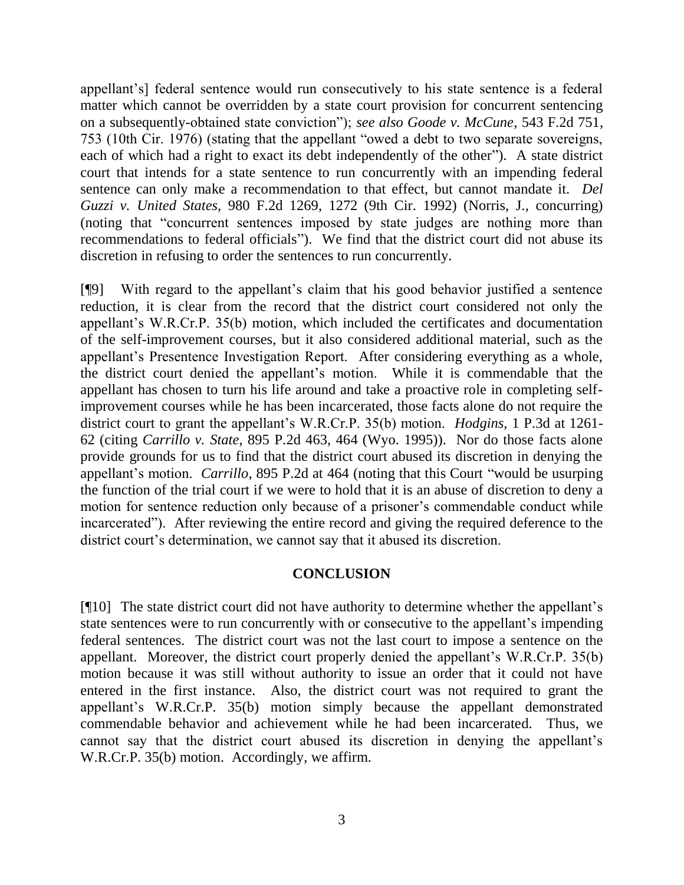appellant's] federal sentence would run consecutively to his state sentence is a federal matter which cannot be overridden by a state court provision for concurrent sentencing on a subsequently-obtained state conviction"); *see also Goode v. McCune*, 543 F.2d 751, 753 (10th Cir. 1976) (stating that the appellant "owed a debt to two separate sovereigns, each of which had a right to exact its debt independently of the other"). A state district court that intends for a state sentence to run concurrently with an impending federal sentence can only make a recommendation to that effect, but cannot mandate it. *Del Guzzi v. United States*, 980 F.2d 1269, 1272 (9th Cir. 1992) (Norris, J., concurring) (noting that "concurrent sentences imposed by state judges are nothing more than recommendations to federal officials"). We find that the district court did not abuse its discretion in refusing to order the sentences to run concurrently.

[¶9] With regard to the appellant's claim that his good behavior justified a sentence reduction, it is clear from the record that the district court considered not only the appellant's W.R.Cr.P. 35(b) motion, which included the certificates and documentation of the self-improvement courses, but it also considered additional material, such as the appellant's Presentence Investigation Report. After considering everything as a whole, the district court denied the appellant's motion. While it is commendable that the appellant has chosen to turn his life around and take a proactive role in completing self-improvement courses while he has been incarcerated, those facts alone do not require the district court to grant the appellant's W.R.Cr.P. 35(b) motion. *Hodgins*, 1 P.3d at 1261-62 (citing *Carrillo v. State*, 895 P.2d 463, 464 (Wyo. 1995)). Nor do those facts alone provide grounds for us to find that the district court abused its discretion in denying the appellant's motion. *Carrillo*, 895 P.2d at 464 (noting that this Court "would be usurping the function of the trial court if we were to hold that it is an abuse of discretion to deny a motion for sentence reduction only because of a prisoner's commendable conduct while incarcerated"). After reviewing the entire record and giving the required deference to the district court's determination, we cannot say that it abused its discretion.

## CONCLUSION

[¶10] The state district court did not have authority to determine whether the appellant's state sentences were to run concurrently with or consecutive to the appellant's impending federal sentences. The district court was not the last court to impose a sentence on the appellant. Moreover, the district court properly denied the appellant's W.R.Cr.P. 35(b) motion because it was still without authority to issue an order that it could not have entered in the first instance. Also, the district court was not required to grant the appellant's W.R.Cr.P. 35(b) motion simply because the appellant demonstrated commendable behavior and achievement while he had been incarcerated. Thus, we cannot say that the district court abused its discretion in denying the appellant's W.R.Cr.P. 35(b) motion. Accordingly, we affirm.